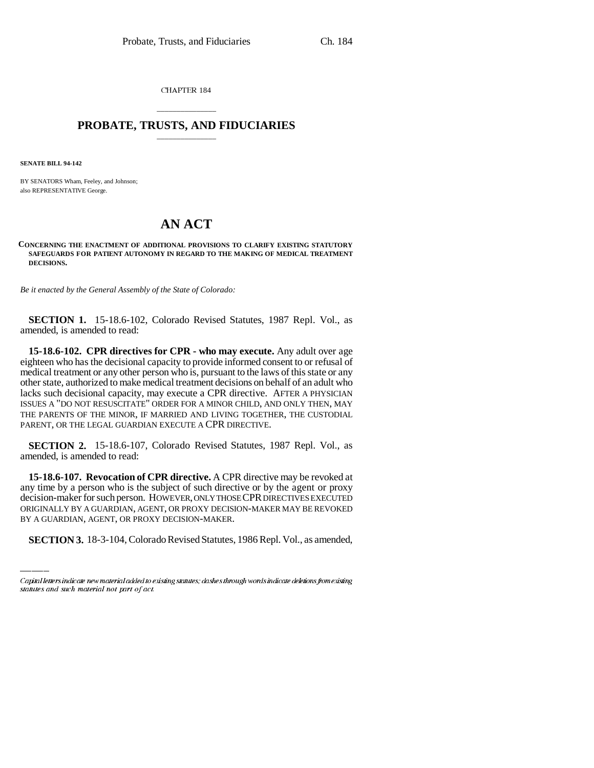CHAPTER 184

# PROBATE, TRUSTS, AND FIDUCIARIES

**SENATE BILL 94-142**

BY SENATORS Wham, Feeley, and Johnson;
also REPRESENTATIVE George.

# AN ACT

**CONCERNING THE ENACTMENT OF ADDITIONAL PROVISIONS TO CLARIFY EXISTING STATUTORY SAFEGUARDS FOR PATIENT AUTONOMY IN REGARD TO THE MAKING OF MEDICAL TREATMENT DECISIONS.**

*Be it enacted by the General Assembly of the State of Colorado:*

**SECTION 1.** 15-18.6-102, Colorado Revised Statutes, 1987 Repl. Vol., as amended, is amended to read:

**15-18.6-102. CPR directives for CPR - who may execute.** Any adult over age eighteen who has the decisional capacity to provide informed consent to or refusal of medical treatment or any other person who is, pursuant to the laws of this state or any other state, authorized to make medical treatment decisions on behalf of an adult who lacks such decisional capacity, may execute a CPR directive. AFTER A PHYSICIAN ISSUES A "DO NOT RESUSCITATE" ORDER FOR A MINOR CHILD, AND ONLY THEN, MAY THE PARENTS OF THE MINOR, IF MARRIED AND LIVING TOGETHER, THE CUSTODIAL PARENT, OR THE LEGAL GUARDIAN EXECUTE A CPR DIRECTIVE.

**SECTION 2.** 15-18.6-107, Colorado Revised Statutes, 1987 Repl. Vol., as amended, is amended to read:

**15-18.6-107. Revocation of CPR directive.** A CPR directive may be revoked at any time by a person who is the subject of such directive or by the agent or proxy decision-maker for such person. HOWEVER, ONLY THOSE CPR DIRECTIVES EXECUTED ORIGINALLY BY A GUARDIAN, AGENT, OR PROXY DECISION-MAKER MAY BE REVOKED BY A GUARDIAN, AGENT, OR PROXY DECISION-MAKER.

**SECTION 3.** 18-3-104, Colorado Revised Statutes, 1986 Repl. Vol., as amended,

Capital letters indicate new material added to existing statutes; dashes through words indicate deletions from existing statutes and such material not part of act.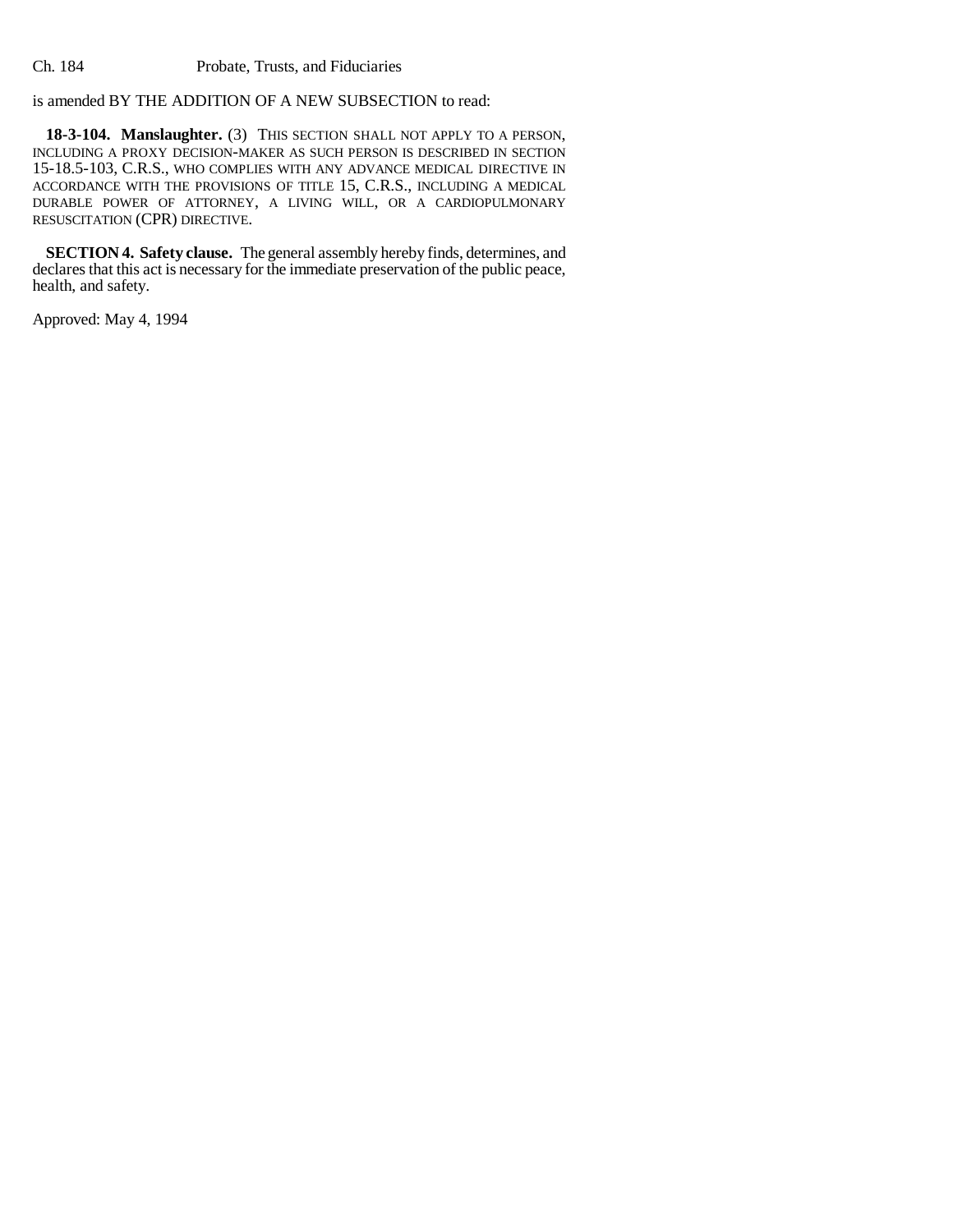is amended BY THE ADDITION OF A NEW SUBSECTION to read:

**18-3-104. Manslaughter.** (3) THIS SECTION SHALL NOT APPLY TO A PERSON, INCLUDING A PROXY DECISION-MAKER AS SUCH PERSON IS DESCRIBED IN SECTION 15-18.5-103, C.R.S., WHO COMPLIES WITH ANY ADVANCE MEDICAL DIRECTIVE IN ACCORDANCE WITH THE PROVISIONS OF TITLE 15, C.R.S., INCLUDING A MEDICAL DURABLE POWER OF ATTORNEY, A LIVING WILL, OR A CARDIOPULMONARY RESUSCITATION (CPR) DIRECTIVE.

**SECTION 4. Safety clause.** The general assembly hereby finds, determines, and declares that this act is necessary for the immediate preservation of the public peace, health, and safety.

Approved: May 4, 1994